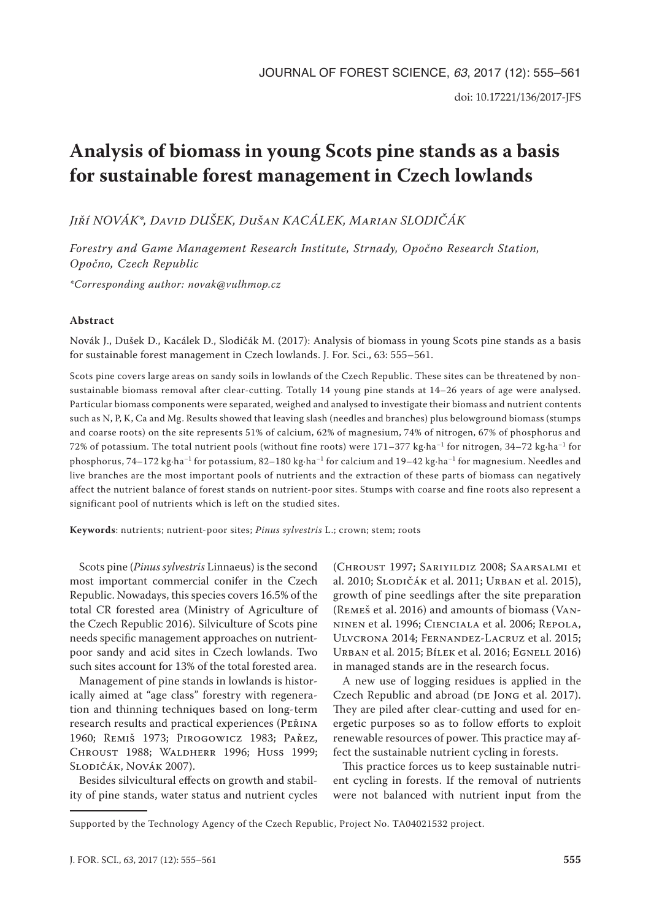# Analysis of biomass in young Scots pine stands as a basis for sustainable forest management in Czech lowlands

*Jiří NOVÁK\*, David DUŠEK, Dušan KACÁLEK, Marian SLODIČÁK*

*Forestry and Game Management Research Institute, Strnady, Opočno Research Station, Opočno, Czech Republic*

*\*Corresponding author: novak@vulhmop.cz*

**Abstract**

Novák J., Dušek D., Kacálek D., Slodičák M. (2017): Analysis of biomass in young Scots pine stands as a basis for sustainable forest management in Czech lowlands. J. For. Sci., 63: 555–561.

Scots pine covers large areas on sandy soils in lowlands of the Czech Republic. These sites can be threatened by non-sustainable biomass removal after clear-cutting. Totally 14 young pine stands at 14–26 years of age were analysed. Particular biomass components were separated, weighed and analysed to investigate their biomass and nutrient contents such as N, P, K, Ca and Mg. Results showed that leaving slash (needles and branches) plus belowground biomass (stumps and coarse roots) on the site represents 51% of calcium, 62% of magnesium, 74% of nitrogen, 67% of phosphorus and 72% of potassium. The total nutrient pools (without fine roots) were 171–377 $kg \cdot ha^{-1}$ for nitrogen, 34–72 $kg \cdot ha^{-1}$ for phosphorus, 74–172 $kg \cdot ha^{-1}$ for potassium, 82–180 $kg \cdot ha^{-1}$ for calcium and 19–42 $kg \cdot ha^{-1}$ for magnesium. Needles and live branches are the most important pools of nutrients and the extraction of these parts of biomass can negatively affect the nutrient balance of forest stands on nutrient-poor sites. Stumps with coarse and fine roots also represent a significant pool of nutrients which is left on the studied sites.

**Keywords**: nutrients; nutrient-poor sites; *Pinus sylvestris* L.; crown; stem; roots

Scots pine (*Pinus sylvestris* Linnaeus) is the second most important commercial conifer in the Czech Republic. Nowadays, this species covers 16.5% of the total CR forested area (Ministry of Agriculture of the Czech Republic 2016). Silviculture of Scots pine needs specific management approaches on nutrient-poor sandy and acid sites in Czech lowlands. Two such sites account for 13% of the total forested area.

Management of pine stands in lowlands is historically aimed at "age class" forestry with regeneration and thinning techniques based on long-term research results and practical experiences (Peřina 1960; Remiš 1973; Pirogowicz 1983; Pařez, Chroust 1988; Waldherr 1996; Huss 1999; Slodičák, Novák 2007).

Besides silvicultural effects on growth and stability of pine stands, water status and nutrient cycles (Chroust 1997; Sariyildiz 2008; Saarsalmi et al. 2010; Slodičák et al. 2011; Urban et al. 2015), growth of pine seedlings after the site preparation (Remeš et al. 2016) and amounts of biomass (Vanninen et al. 1996; Cienciala et al. 2006; Repola, Ulvcrona 2014; Fernandez-Lacruz et al. 2015; Urban et al. 2015; Bílek et al. 2016; Egnell 2016) in managed stands are in the research focus.

A new use of logging residues is applied in the Czech Republic and abroad (de Jong et al. 2017). They are piled after clear-cutting and used for energetic purposes so as to follow efforts to exploit renewable resources of power. This practice may affect the sustainable nutrient cycling in forests.

This practice forces us to keep sustainable nutrient cycling in forests. If the removal of nutrients were not balanced with nutrient input from the

Supported by the Technology Agency of the Czech Republic, Project No. TA04021532 project.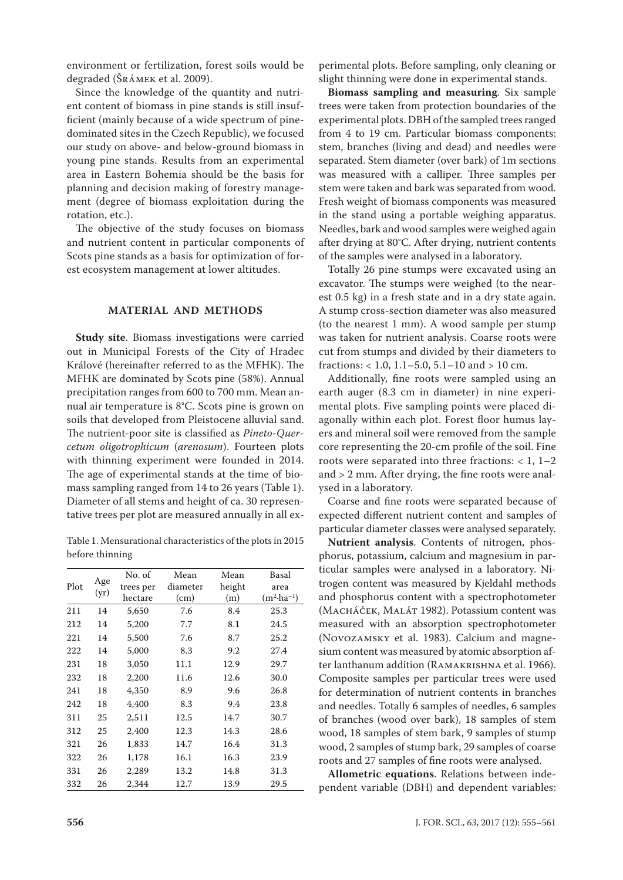environment or fertilization, forest soils would be degraded (Šrámek et al. 2009).

Since the knowledge of the quantity and nutrient content of biomass in pine stands is still insufficient (mainly because of a wide spectrum of pine-dominated sites in the Czech Republic), we focused our study on above- and below-ground biomass in young pine stands. Results from an experimental area in Eastern Bohemia should be the basis for planning and decision making of forestry management (degree of biomass exploitation during the rotation, etc.).

The objective of the study focuses on biomass and nutrient content in particular components of Scots pine stands as a basis for optimization of forest ecosystem management at lower altitudes.

## MATERIAL AND METHODS

**Study site**. Biomass investigations were carried out in Municipal Forests of the City of Hradec Králové (hereinafter referred to as the MFHK). The MFHK are dominated by Scots pine (58%). Annual precipitation ranges from 600 to 700 mm. Mean annual air temperature is 8°C. Scots pine is grown on soils that developed from Pleistocene alluvial sand. The nutrient-poor site is classified as *Pineto-Quercetum oligotrophicum* (*arenosum*). Fourteen plots with thinning experiment were founded in 2014. The age of experimental stands at the time of biomass sampling ranged from 14 to 26 years (Table 1). Diameter of all stems and height of ca. 30 representative trees per plot are measured annually in all experimental plots. Before sampling, only cleaning or slight thinning were done in experimental stands.

Table 1. Mensurational characteristics of the plots in 2015 before thinning

| Plot | Age (yr) | No. of trees per hectare | Mean diameter (cm) | Mean height (m) | Basal area ($m^2 \cdot ha^{-1}$) |
|---|---|---|---|---|---|
| 211 | 14 | 5,650 | 7.6 | 8.4 | 25.3 |
| 212 | 14 | 5,200 | 7.7 | 8.1 | 24.5 |
| 221 | 14 | 5,500 | 7.6 | 8.7 | 25.2 |
| 222 | 14 | 5,000 | 8.3 | 9.2 | 27.4 |
| 231 | 18 | 3,050 | 11.1 | 12.9 | 29.7 |
| 232 | 18 | 2,200 | 11.6 | 12.6 | 30.0 |
| 241 | 18 | 4,350 | 8.9 | 9.6 | 26.8 |
| 242 | 18 | 4,400 | 8.3 | 9.4 | 23.8 |
| 311 | 25 | 2,511 | 12.5 | 14.7 | 30.7 |
| 312 | 25 | 2,400 | 12.3 | 14.3 | 28.6 |
| 321 | 26 | 1,833 | 14.7 | 16.4 | 31.3 |
| 322 | 26 | 1,178 | 16.1 | 16.3 | 23.9 |
| 331 | 26 | 2,289 | 13.2 | 14.8 | 31.3 |
| 332 | 26 | 2,344 | 12.7 | 13.9 | 29.5 |

**Biomass sampling and measuring**. Six sample trees were taken from protection boundaries of the experimental plots. DBH of the sampled trees ranged from 4 to 19 cm. Particular biomass components: stem, branches (living and dead) and needles were separated. Stem diameter (over bark) of 1m sections was measured with a calliper. Three samples per stem were taken and bark was separated from wood. Fresh weight of biomass components was measured in the stand using a portable weighing apparatus. Needles, bark and wood samples were weighed again after drying at 80°C. After drying, nutrient contents of the samples were analysed in a laboratory.

Totally 26 pine stumps were excavated using an excavator. The stumps were weighed (to the nearest 0.5 kg) in a fresh state and in a dry state again. A stump cross-section diameter was also measured (to the nearest 1 mm). A wood sample per stump was taken for nutrient analysis. Coarse roots were cut from stumps and divided by their diameters to fractions: < 1.0, 1.1–5.0, 5.1–10 and > 10 cm.

Additionally, fine roots were sampled using an earth auger (8.3 cm in diameter) in nine experimental plots. Five sampling points were placed diagonally within each plot. Forest floor humus layers and mineral soil were removed from the sample core representing the 20-cm profile of the soil. Fine roots were separated into three fractions: < 1, 1–2 and > 2 mm. After drying, the fine roots were analysed in a laboratory.

Coarse and fine roots were separated because of expected different nutrient content and samples of particular diameter classes were analysed separately.

**Nutrient analysis**. Contents of nitrogen, phosphorus, potassium, calcium and magnesium in particular samples were analysed in a laboratory. Nitrogen content was measured by Kjeldahl methods and phosphorus content with a spectrophotometer (Macháček, Malát 1982). Potassium content was measured with an absorption spectrophotometer (Novozamsky et al. 1983). Calcium and magnesium content was measured by atomic absorption after lanthanum addition (Ramakrishna et al. 1966). Composite samples per particular trees were used for determination of nutrient contents in branches and needles. Totally 6 samples of needles, 6 samples of branches (wood over bark), 18 samples of stem wood, 18 samples of stem bark, 9 samples of stump wood, 2 samples of stump bark, 29 samples of coarse roots and 27 samples of fine roots were analysed.

**Allometric equations**. Relations between independent variable (DBH) and dependent variables: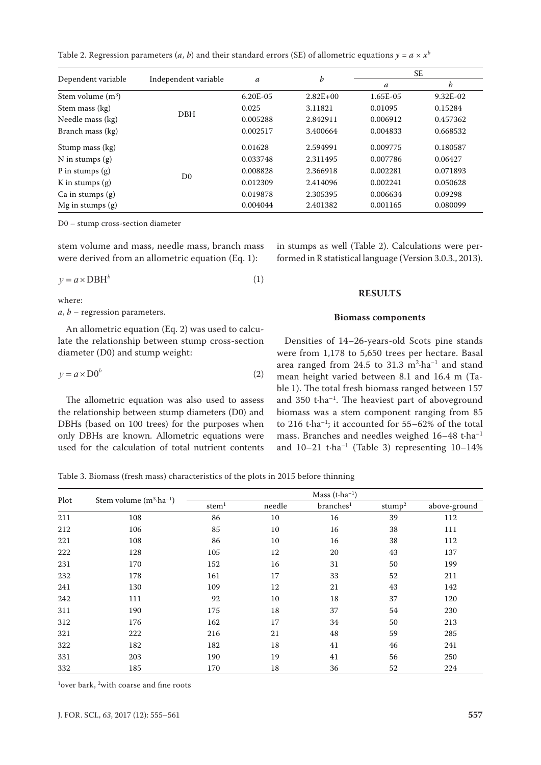Table 2. Regression parameters ($a$, $b$) and their standard errors (SE) of allometric equations $y = a \times x^b$

| Dependent variable | Independent variable | $a$ | $b$ | SE | |
|---|---|---|---|---|---|
| | | | | $a$ | $b$ |
| Stem volume ($m^3$) | DBH | 6.20E-05 | 2.82E+00 | 1.65E-05 | 9.32E-02 |
| Stem mass (kg) | | 0.025 | 3.11821 | 0.01095 | 0.15284 |
| Needle mass (kg) | | 0.005288 | 2.842911 | 0.006912 | 0.457362 |
| Branch mass (kg) | | 0.002517 | 3.400664 | 0.004833 | 0.668532 |
| Stump mass (kg) | D0 | 0.01628 | 2.594991 | 0.009775 | 0.180587 |
| N in stumps (g) | | 0.033748 | 2.311495 | 0.007786 | 0.06427 |
| P in stumps (g) | | 0.008828 | 2.366918 | 0.002281 | 0.071893 |
| K in stumps (g) | | 0.012309 | 2.414096 | 0.002241 | 0.050628 |
| Ca in stumps (g) | | 0.019878 | 2.305395 | 0.006634 | 0.09298 |
| Mg in stumps (g) | | 0.004044 | 2.401382 | 0.001165 | 0.080099 |

D0 – stump cross-section diameter

stem volume and mass, needle mass, branch mass were derived from an allometric equation (Eq. 1):

$$y = a \times \mathrm{DBH}^b \tag{1}$$

where:

$a$, $b$ – regression parameters.

An allometric equation (Eq. 2) was used to calculate the relationship between stump cross-section diameter (D0) and stump weight:

$$y = a \times \mathrm{D0}^b \tag{2}$$

The allometric equation was also used to assess the relationship between stump diameters (D0) and DBHs (based on 100 trees) for the purposes when only DBHs are known. Allometric equations were used for the calculation of total nutrient contents in stumps as well (Table 2). Calculations were performed in R statistical language (Version 3.0.3., 2013).

## RESULTS

### Biomass components

Densities of 14–26-years-old Scots pine stands were from 1,178 to 5,650 trees per hectare. Basal area ranged from 24.5 to 31.3 $m^2 \cdot ha^{-1}$ and stand mean height varied between 8.1 and 16.4 m (Table 1). The total fresh biomass ranged between 157 and 350 $t \cdot ha^{-1}$. The heaviest part of aboveground biomass was a stem component ranging from 85 to 216 $t \cdot ha^{-1}$; it accounted for 55–62% of the total mass. Branches and needles weighed 16–48 $t \cdot ha^{-1}$ and 10–21 $t \cdot ha^{-1}$ (Table 3) representing 10–14%

Table 3. Biomass (fresh mass) characteristics of the plots in 2015 before thinning

| Plot | Stem volume ($m^3 \cdot ha^{-1}$) | Mass ($t \cdot ha^{-1}$) | | | | |
|---|---|---|---|---|---|---|
| | | stem[1] | needle | branches[1] | stump[2] | above-ground |
| 211 | 108 | 86 | 10 | 16 | 39 | 112 |
| 212 | 106 | 85 | 10 | 16 | 38 | 111 |
| 221 | 108 | 86 | 10 | 16 | 38 | 112 |
| 222 | 128 | 105 | 12 | 20 | 43 | 137 |
| 231 | 170 | 152 | 16 | 31 | 50 | 199 |
| 232 | 178 | 161 | 17 | 33 | 52 | 211 |
| 241 | 130 | 109 | 12 | 21 | 43 | 142 |
| 242 | 111 | 92 | 10 | 18 | 37 | 120 |
| 311 | 190 | 175 | 18 | 37 | 54 | 230 |
| 312 | 176 | 162 | 17 | 34 | 50 | 213 |
| 321 | 222 | 216 | 21 | 48 | 59 | 285 |
| 322 | 182 | 182 | 18 | 41 | 46 | 241 |
| 331 | 203 | 190 | 19 | 41 | 56 | 250 |
| 332 | 185 | 170 | 18 | 36 | 52 | 224 |

[1]over bark, [2]with coarse and fine roots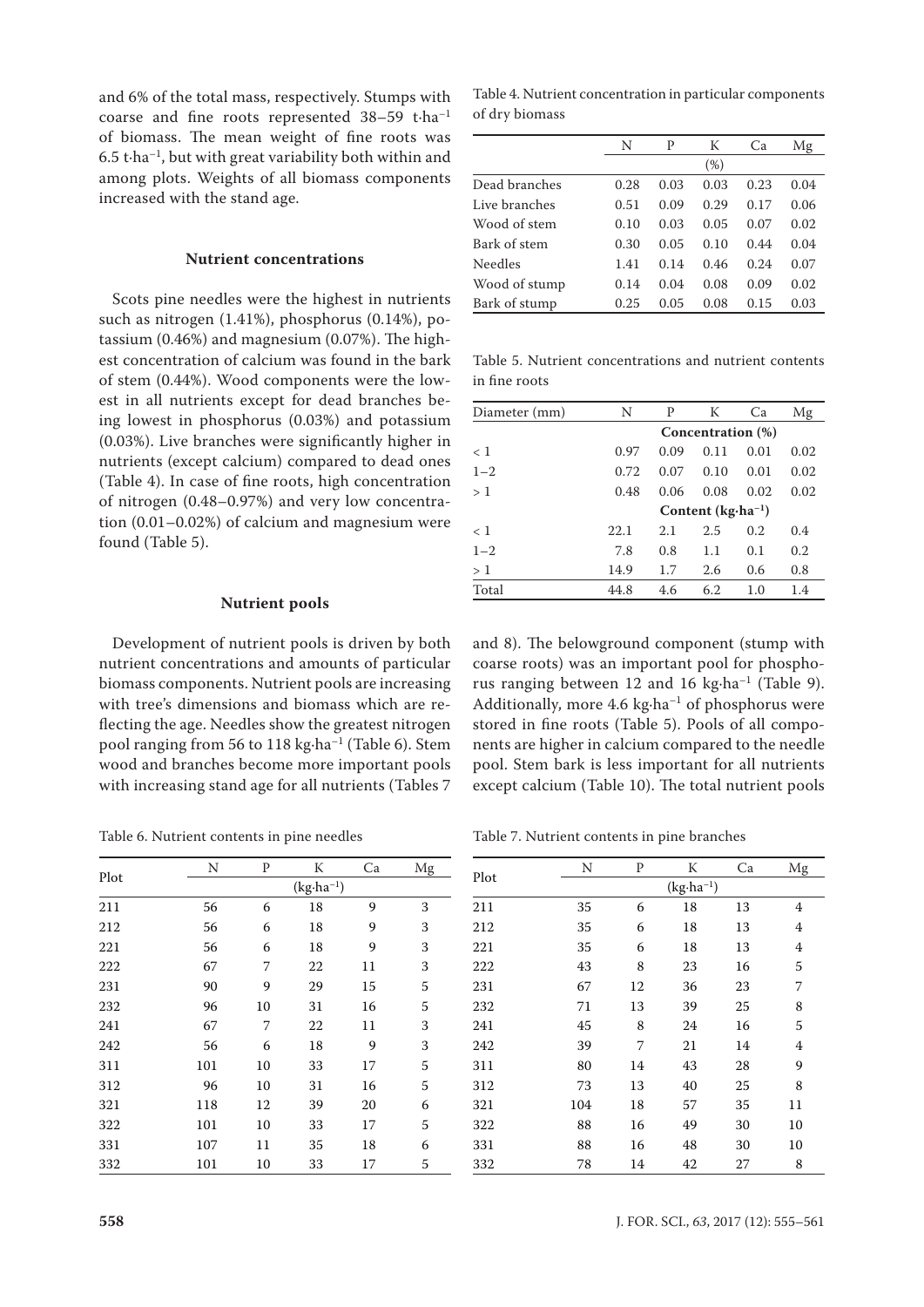and 6% of the total mass, respectively. Stumps with coarse and fine roots represented 38–59 t·ha$^{-1}$ of biomass. The mean weight of fine roots was 6.5 t·ha$^{-1}$, but with great variability both within and among plots. Weights of all biomass components increased with the stand age.

### Nutrient concentrations

Scots pine needles were the highest in nutrients such as nitrogen (1.41%), phosphorus (0.14%), potassium (0.46%) and magnesium (0.07%). The highest concentration of calcium was found in the bark of stem (0.44%). Wood components were the lowest in all nutrients except for dead branches being lowest in phosphorus (0.03%) and potassium (0.03%). Live branches were significantly higher in nutrients (except calcium) compared to dead ones (Table 4). In case of fine roots, high concentration of nitrogen (0.48–0.97%) and very low concentration (0.01–0.02%) of calcium and magnesium were found (Table 5).

### Nutrient pools

Development of nutrient pools is driven by both nutrient concentrations and amounts of particular biomass components. Nutrient pools are increasing with tree's dimensions and biomass which are reflecting the age. Needles show the greatest nitrogen pool ranging from 56 to 118 kg·ha$^{-1}$ (Table 6). Stem wood and branches become more important pools with increasing stand age for all nutrients (Tables 7 and 8). The belowground component (stump with coarse roots) was an important pool for phosphorus ranging between 12 and 16 kg·ha$^{-1}$ (Table 9). Additionally, more 4.6 kg·ha$^{-1}$ of phosphorus were stored in fine roots (Table 5). Pools of all components are higher in calcium compared to the needle pool. Stem bark is less important for all nutrients except calcium (Table 10). The total nutrient pools

Table 4. Nutrient concentration in particular components of dry biomass

| | N | P | K | Ca | Mg |
|---|---|---|---|---|---|
| | (%) | | | | |
| Dead branches | 0.28 | 0.03 | 0.03 | 0.23 | 0.04 |
| Live branches | 0.51 | 0.09 | 0.29 | 0.17 | 0.06 |
| Wood of stem | 0.10 | 0.03 | 0.05 | 0.07 | 0.02 |
| Bark of stem | 0.30 | 0.05 | 0.10 | 0.44 | 0.04 |
| Needles | 1.41 | 0.14 | 0.46 | 0.24 | 0.07 |
| Wood of stump | 0.14 | 0.04 | 0.08 | 0.09 | 0.02 |
| Bark of stump | 0.25 | 0.05 | 0.08 | 0.15 | 0.03 |

Table 5. Nutrient concentrations and nutrient contents in fine roots

| Diameter (mm) | N | P | K | Ca | Mg |
|---|---|---|---|---|---|
| | **Concentration (%)** | | | | |
| < 1 | 0.97 | 0.09 | 0.11 | 0.01 | 0.02 |
| 1–2 | 0.72 | 0.07 | 0.10 | 0.01 | 0.02 |
| > 1 | 0.48 | 0.06 | 0.08 | 0.02 | 0.02 |
| | **Content (kg·ha$^{-1}$)** | | | | |
| < 1 | 22.1 | 2.1 | 2.5 | 0.2 | 0.4 |
| 1–2 | 7.8 | 0.8 | 1.1 | 0.1 | 0.2 |
| > 1 | 14.9 | 1.7 | 2.6 | 0.6 | 0.8 |
| Total | 44.8 | 4.6 | 6.2 | 1.0 | 1.4 |

Table 6. Nutrient contents in pine needles

| Plot | N | P | K | Ca | Mg |
|---|---|---|---|---|---|
| | (kg·ha$^{-1}$) | | | | |
| 211 | 56 | 6 | 18 | 9 | 3 |
| 212 | 56 | 6 | 18 | 9 | 3 |
| 221 | 56 | 6 | 18 | 9 | 3 |
| 222 | 67 | 7 | 22 | 11 | 3 |
| 231 | 90 | 9 | 29 | 15 | 5 |
| 232 | 96 | 10 | 31 | 16 | 5 |
| 241 | 67 | 7 | 22 | 11 | 3 |
| 242 | 56 | 6 | 18 | 9 | 3 |
| 311 | 101 | 10 | 33 | 17 | 5 |
| 312 | 96 | 10 | 31 | 16 | 5 |
| 321 | 118 | 12 | 39 | 20 | 6 |
| 322 | 101 | 10 | 33 | 17 | 5 |
| 331 | 107 | 11 | 35 | 18 | 6 |
| 332 | 101 | 10 | 33 | 17 | 5 |

Table 7. Nutrient contents in pine branches

| Plot | N | P | K | Ca | Mg |
|---|---|---|---|---|---|
| | (kg·ha$^{-1}$) | | | | |
| 211 | 35 | 6 | 18 | 13 | 4 |
| 212 | 35 | 6 | 18 | 13 | 4 |
| 221 | 35 | 6 | 18 | 13 | 4 |
| 222 | 43 | 8 | 23 | 16 | 5 |
| 231 | 67 | 12 | 36 | 23 | 7 |
| 232 | 71 | 13 | 39 | 25 | 8 |
| 241 | 45 | 8 | 24 | 16 | 5 |
| 242 | 39 | 7 | 21 | 14 | 4 |
| 311 | 80 | 14 | 43 | 28 | 9 |
| 312 | 73 | 13 | 40 | 25 | 8 |
| 321 | 104 | 18 | 57 | 35 | 11 |
| 322 | 88 | 16 | 49 | 30 | 10 |
| 331 | 88 | 16 | 48 | 30 | 10 |
| 332 | 78 | 14 | 42 | 27 | 8 |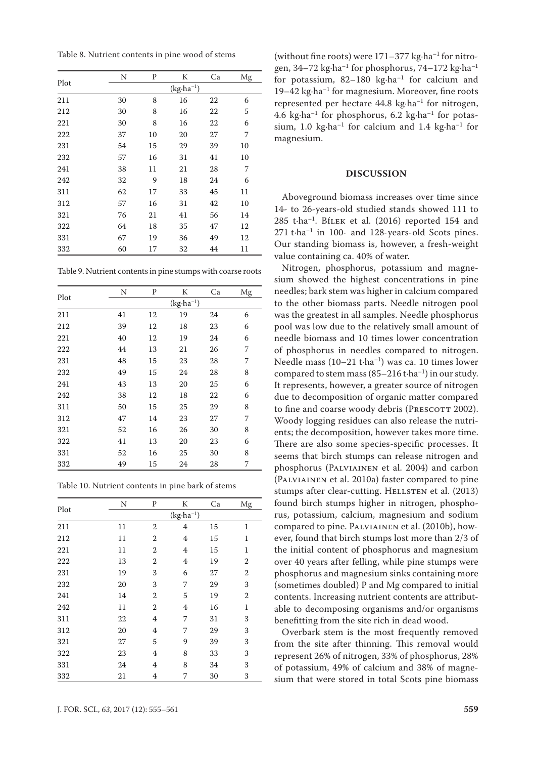Table 8. Nutrient contents in pine wood of stems

| Plot | N | P | K | Ca | Mg |
|---|---|---|---|---|---|
| | (kg·ha$^{-1}$) | | | | |
| 211 | 30 | 8 | 16 | 22 | 6 |
| 212 | 30 | 8 | 16 | 22 | 5 |
| 221 | 30 | 8 | 16 | 22 | 6 |
| 222 | 37 | 10 | 20 | 27 | 7 |
| 231 | 54 | 15 | 29 | 39 | 10 |
| 232 | 57 | 16 | 31 | 41 | 10 |
| 241 | 38 | 11 | 21 | 28 | 7 |
| 242 | 32 | 9 | 18 | 24 | 6 |
| 311 | 62 | 17 | 33 | 45 | 11 |
| 312 | 57 | 16 | 31 | 42 | 10 |
| 321 | 76 | 21 | 41 | 56 | 14 |
| 322 | 64 | 18 | 35 | 47 | 12 |
| 331 | 67 | 19 | 36 | 49 | 12 |
| 332 | 60 | 17 | 32 | 44 | 11 |

Table 9. Nutrient contents in pine stumps with coarse roots

| Plot | N | P | K | Ca | Mg |
|---|---|---|---|---|---|
| | (kg·ha$^{-1}$) | | | | |
| 211 | 41 | 12 | 19 | 24 | 6 |
| 212 | 39 | 12 | 18 | 23 | 6 |
| 221 | 40 | 12 | 19 | 24 | 6 |
| 222 | 44 | 13 | 21 | 26 | 7 |
| 231 | 48 | 15 | 23 | 28 | 7 |
| 232 | 49 | 15 | 24 | 28 | 8 |
| 241 | 43 | 13 | 20 | 25 | 6 |
| 242 | 38 | 12 | 18 | 22 | 6 |
| 311 | 50 | 15 | 25 | 29 | 8 |
| 312 | 47 | 14 | 23 | 27 | 7 |
| 321 | 52 | 16 | 26 | 30 | 8 |
| 322 | 41 | 13 | 20 | 23 | 6 |
| 331 | 52 | 16 | 25 | 30 | 8 |
| 332 | 49 | 15 | 24 | 28 | 7 |

Table 10. Nutrient contents in pine bark of stems

| Plot | N | P | K | Ca | Mg |
|---|---|---|---|---|---|
| | (kg·ha$^{-1}$) | | | | |
| 211 | 11 | 2 | 4 | 15 | 1 |
| 212 | 11 | 2 | 4 | 15 | 1 |
| 221 | 11 | 2 | 4 | 15 | 1 |
| 222 | 13 | 2 | 4 | 19 | 2 |
| 231 | 19 | 3 | 6 | 27 | 2 |
| 232 | 20 | 3 | 7 | 29 | 3 |
| 241 | 14 | 2 | 5 | 19 | 2 |
| 242 | 11 | 2 | 4 | 16 | 1 |
| 311 | 22 | 4 | 7 | 31 | 3 |
| 312 | 20 | 4 | 7 | 29 | 3 |
| 321 | 27 | 5 | 9 | 39 | 3 |
| 322 | 23 | 4 | 8 | 33 | 3 |
| 331 | 24 | 4 | 8 | 34 | 3 |
| 332 | 21 | 4 | 7 | 30 | 3 |

(without fine roots) were 171–377 kg·ha$^{-1}$ for nitrogen, 34–72 kg·ha$^{-1}$ for phosphorus, 74–172 kg·ha$^{-1}$ for potassium, 82–180 kg·ha$^{-1}$ for calcium and 19–42 kg·ha$^{-1}$ for magnesium. Moreover, fine roots represented per hectare 44.8 kg·ha$^{-1}$ for nitrogen, 4.6 kg·ha$^{-1}$ for phosphorus, 6.2 kg·ha$^{-1}$ for potassium, 1.0 kg·ha$^{-1}$ for calcium and 1.4 kg·ha$^{-1}$ for magnesium.

## DISCUSSION

Aboveground biomass increases over time since 14- to 26-years-old studied stands showed 111 to 285 t·ha$^{-1}$. Bílek et al. (2016) reported 154 and 271 t·ha$^{-1}$ in 100- and 128-years-old Scots pines. Our standing biomass is, however, a fresh-weight value containing ca. 40% of water.

Nitrogen, phosphorus, potassium and magnesium showed the highest concentrations in pine needles; bark stem was higher in calcium compared to the other biomass parts. Needle nitrogen pool was the greatest in all samples. Needle phosphorus pool was low due to the relatively small amount of needle biomass and 10 times lower concentration of phosphorus in needles compared to nitrogen. Needle mass (10–21 t·ha$^{-1}$) was ca. 10 times lower compared to stem mass (85–216 t·ha$^{-1}$) in our study. It represents, however, a greater source of nitrogen due to decomposition of organic matter compared to fine and coarse woody debris (Prescott 2002). Woody logging residues can also release the nutrients; the decomposition, however takes more time. There are also some species-specific processes. It seems that birch stumps can release nitrogen and phosphorus (Palviainen et al. 2004) and carbon (Palviainen et al. 2010a) faster compared to pine stumps after clear-cutting. Hellsten et al. (2013) found birch stumps higher in nitrogen, phosphorus, potassium, calcium, magnesium and sodium compared to pine. Palviainen et al. (2010b), however, found that birch stumps lost more than 2/3 of the initial content of phosphorus and magnesium over 40 years after felling, while pine stumps were phosphorus and magnesium sinks containing more (sometimes doubled) P and Mg compared to initial contents. Increasing nutrient contents are attributable to decomposing organisms and/or organisms benefitting from the site rich in dead wood.

Overbark stem is the most frequently removed from the site after thinning. This removal would represent 26% of nitrogen, 33% of phosphorus, 28% of potassium, 49% of calcium and 38% of magnesium that were stored in total Scots pine biomass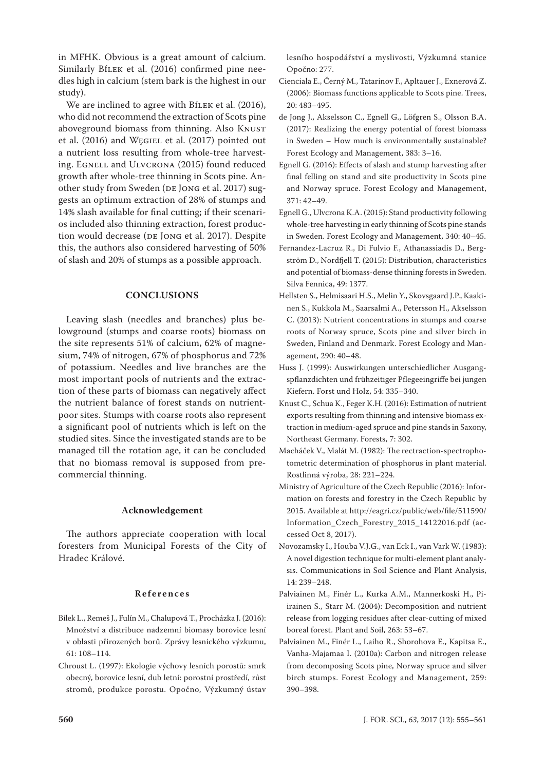in MFHK. Obvious is a great amount of calcium. Similarly Bílek et al. (2016) confirmed pine needles high in calcium (stem bark is the highest in our study).

We are inclined to agree with Bílek et al. (2016), who did not recommend the extraction of Scots pine aboveground biomass from thinning. Also Knust et al. (2016) and Węgiel et al. (2017) pointed out a nutrient loss resulting from whole-tree harvesting. Egnell and Ulvcrona (2015) found reduced growth after whole-tree thinning in Scots pine. Another study from Sweden (de Jong et al. 2017) suggests an optimum extraction of 28% of stumps and 14% slash available for final cutting; if their scenarios included also thinning extraction, forest production would decrease (de Jong et al. 2017). Despite this, the authors also considered harvesting of 50% of slash and 20% of stumps as a possible approach.

## CONCLUSIONS

Leaving slash (needles and branches) plus belowground (stumps and coarse roots) biomass on the site represents 51% of calcium, 62% of magnesium, 74% of nitrogen, 67% of phosphorus and 72% of potassium. Needles and live branches are the most important pools of nutrients and the extraction of these parts of biomass can negatively affect the nutrient balance of forest stands on nutrient-poor sites. Stumps with coarse roots also represent a significant pool of nutrients which is left on the studied sites. Since the investigated stands are to be managed till the rotation age, it can be concluded that no biomass removal is supposed from pre-commercial thinning.

### Acknowledgement

The authors appreciate cooperation with local foresters from Municipal Forests of the City of Hradec Králové.

## References

Bílek L., Remeš J., Fulín M., Chalupová T., Procházka J. (2016): Množství a distribuce nadzemní biomasy borovice lesní v oblasti přirozených borů. Zprávy lesnického výzkumu, 61: 108–114.

Chroust L. (1997): Ekologie výchovy lesních porostů: smrk obecný, borovice lesní, dub letní: porostní prostředí, růst stromů, produkce porostu. Opočno, Výzkumný ústav lesního hospodářství a myslivosti, Výzkumná stanice Opočno: 277.

Cienciala E., Černý M., Tatarinov F., Apltauer J., Exnerová Z. (2006): Biomass functions applicable to Scots pine. Trees, 20: 483–495.

de Jong J., Akselsson C., Egnell G., Löfgren S., Olsson B.A. (2017): Realizing the energy potential of forest biomass in Sweden – How much is environmentally sustainable? Forest Ecology and Management, 383: 3–16.

Egnell G. (2016): Effects of slash and stump harvesting after final felling on stand and site productivity in Scots pine and Norway spruce. Forest Ecology and Management, 371: 42–49.

Egnell G., Ulvcrona K.A. (2015): Stand productivity following whole-tree harvesting in early thinning of Scots pine stands in Sweden. Forest Ecology and Management, 340: 40–45.

Fernandez-Lacruz R., Di Fulvio F., Athanassiadis D., Bergström D., Nordfjell T. (2015): Distribution, characteristics and potential of biomass-dense thinning forests in Sweden. Silva Fennica, 49: 1377.

Hellsten S., Helmisaari H.S., Melin Y., Skovsgaard J.P., Kaakinen S., Kukkola M., Saarsalmi A., Petersson H., Akselsson C. (2013): Nutrient concentrations in stumps and coarse roots of Norway spruce, Scots pine and silver birch in Sweden, Finland and Denmark. Forest Ecology and Management, 290: 40–48.

Huss J. (1999): Auswirkungen unterschiedlicher Ausgangspflanzdichten und frühzeitiger Pflegeeingriffe bei jungen Kiefern. Forst und Holz, 54: 335–340.

Knust C., Schua K., Feger K.H. (2016): Estimation of nutrient exports resulting from thinning and intensive biomass extraction in medium-aged spruce and pine stands in Saxony, Northeast Germany. Forests, 7: 302.

Macháček V., Malát M. (1982): The rectraction-spectrophotometric determination of phosphorus in plant material. Rostlinná výroba, 28: 221–224.

Ministry of Agriculture of the Czech Republic (2016): Information on forests and forestry in the Czech Republic by 2015. Available at http://eagri.cz/public/web/file/511590/Information_Czech_Forestry_2015_14122016.pdf (accessed Oct 8, 2017).

Novozamsky I., Houba V.J.G., van Eck I., van Vark W. (1983): A novel digestion technique for multi-element plant analysis. Communications in Soil Science and Plant Analysis, 14: 239–248.

Palviainen M., Finér L., Kurka A.M., Mannerkoski H., Piirainen S., Starr M. (2004): Decomposition and nutrient release from logging residues after clear-cutting of mixed boreal forest. Plant and Soil, 263: 53–67.

Palviainen M., Finér L., Laiho R., Shorohova E., Kapitsa E., Vanha-Majamaa I. (2010a): Carbon and nitrogen release from decomposing Scots pine, Norway spruce and silver birch stumps. Forest Ecology and Management, 259: 390–398.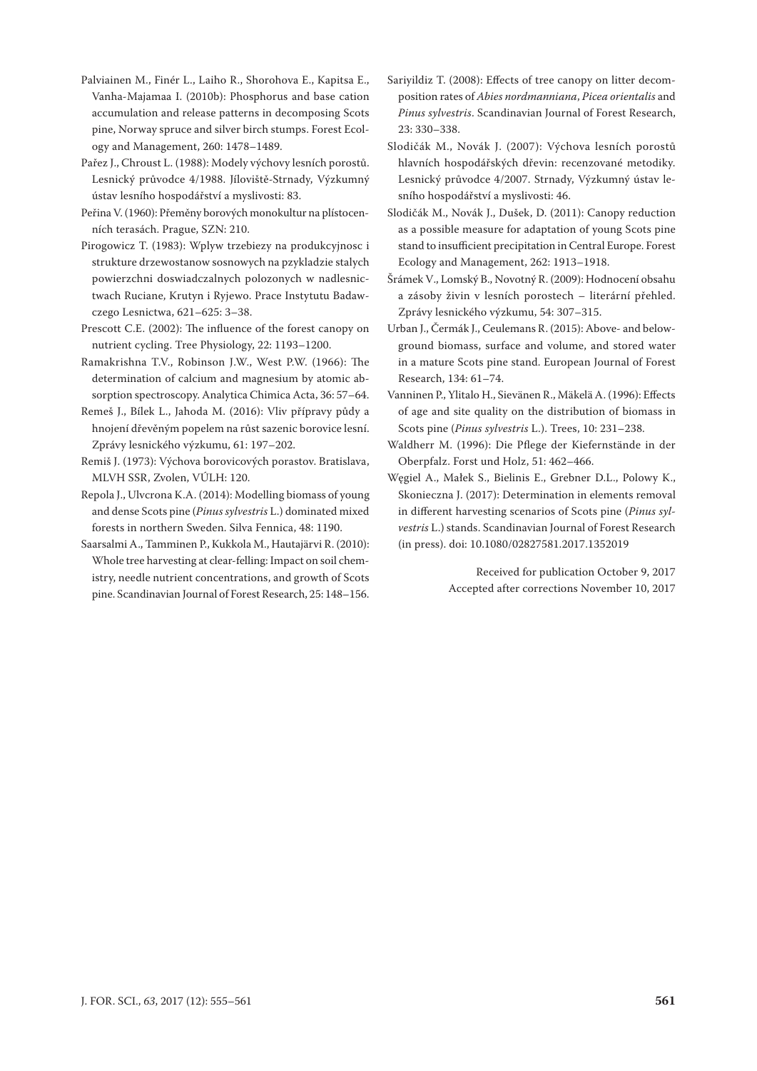Palviainen M., Finér L., Laiho R., Shorohova E., Kapitsa E., Vanha-Majamaa I. (2010b): Phosphorus and base cation accumulation and release patterns in decomposing Scots pine, Norway spruce and silver birch stumps. Forest Ecology and Management, 260: 1478–1489.

Pařez J., Chroust L. (1988): Modely výchovy lesních porostů. Lesnický průvodce 4/1988. Jíloviště-Strnady, Výzkumný ústav lesního hospodářství a myslivosti: 83.

Peřina V. (1960): Přeměny borových monokultur na plístocenních terasách. Prague, SZN: 210.

Pirogowicz T. (1983): Wplyw trzebiezy na produkcyjnosc i strukture drzewostanow sosnowych na pzykladzie stalych powierzchni doswiadczalnych polozonych w nadlesnictwach Ruciane, Krutyn i Ryjewo. Prace Instytutu Badawczego Lesnictwa, 621–625: 3–38.

Prescott C.E. (2002): The influence of the forest canopy on nutrient cycling. Tree Physiology, 22: 1193–1200.

Ramakrishna T.V., Robinson J.W., West P.W. (1966): The determination of calcium and magnesium by atomic absorption spectroscopy. Analytica Chimica Acta, 36: 57–64.

Remeš J., Bílek L., Jahoda M. (2016): Vliv přípravy půdy a hnojení dřevěným popelem na růst sazenic borovice lesní. Zprávy lesnického výzkumu, 61: 197–202.

Remiš J. (1973): Výchova borovicových porastov. Bratislava, MLVH SSR, Zvolen, VÚLH: 120.

Repola J., Ulvcrona K.A. (2014): Modelling biomass of young and dense Scots pine (*Pinus sylvestris* L.) dominated mixed forests in northern Sweden. Silva Fennica, 48: 1190.

Saarsalmi A., Tamminen P., Kukkola M., Hautajärvi R. (2010): Whole tree harvesting at clear-felling: Impact on soil chemistry, needle nutrient concentrations, and growth of Scots pine. Scandinavian Journal of Forest Research, 25: 148–156.

Sariyildiz T. (2008): Effects of tree canopy on litter decomposition rates of *Abies nordmanniana*, *Picea orientalis* and *Pinus sylvestris*. Scandinavian Journal of Forest Research, 23: 330–338.

Slodičák M., Novák J. (2007): Výchova lesních porostů hlavních hospodářských dřevin: recenzované metodiky. Lesnický průvodce 4/2007. Strnady, Výzkumný ústav lesního hospodářství a myslivosti: 46.

Slodičák M., Novák J., Dušek, D. (2011): Canopy reduction as a possible measure for adaptation of young Scots pine stand to insufficient precipitation in Central Europe. Forest Ecology and Management, 262: 1913–1918.

Šrámek V., Lomský B., Novotný R. (2009): Hodnocení obsahu a zásoby živin v lesních porostech – literární přehled. Zprávy lesnického výzkumu, 54: 307–315.

Urban J., Čermák J., Ceulemans R. (2015): Above- and belowground biomass, surface and volume, and stored water in a mature Scots pine stand. European Journal of Forest Research, 134: 61–74.

Vanninen P., Ylitalo H., Sievänen R., Mäkelä A. (1996): Effects of age and site quality on the distribution of biomass in Scots pine (*Pinus sylvestris* L.). Trees, 10: 231–238.

Waldherr M. (1996): Die Pflege der Kiefernstände in der Oberpfalz. Forst und Holz, 51: 462–466.

Węgiel A., Małek S., Bielinis E., Grebner D.L., Polowy K., Skonieczna J. (2017): Determination in elements removal in different harvesting scenarios of Scots pine (*Pinus sylvestris* L.) stands. Scandinavian Journal of Forest Research (in press). doi: 10.1080/02827581.2017.1352019

Received for publication October 9, 2017
Accepted after corrections November 10, 2017